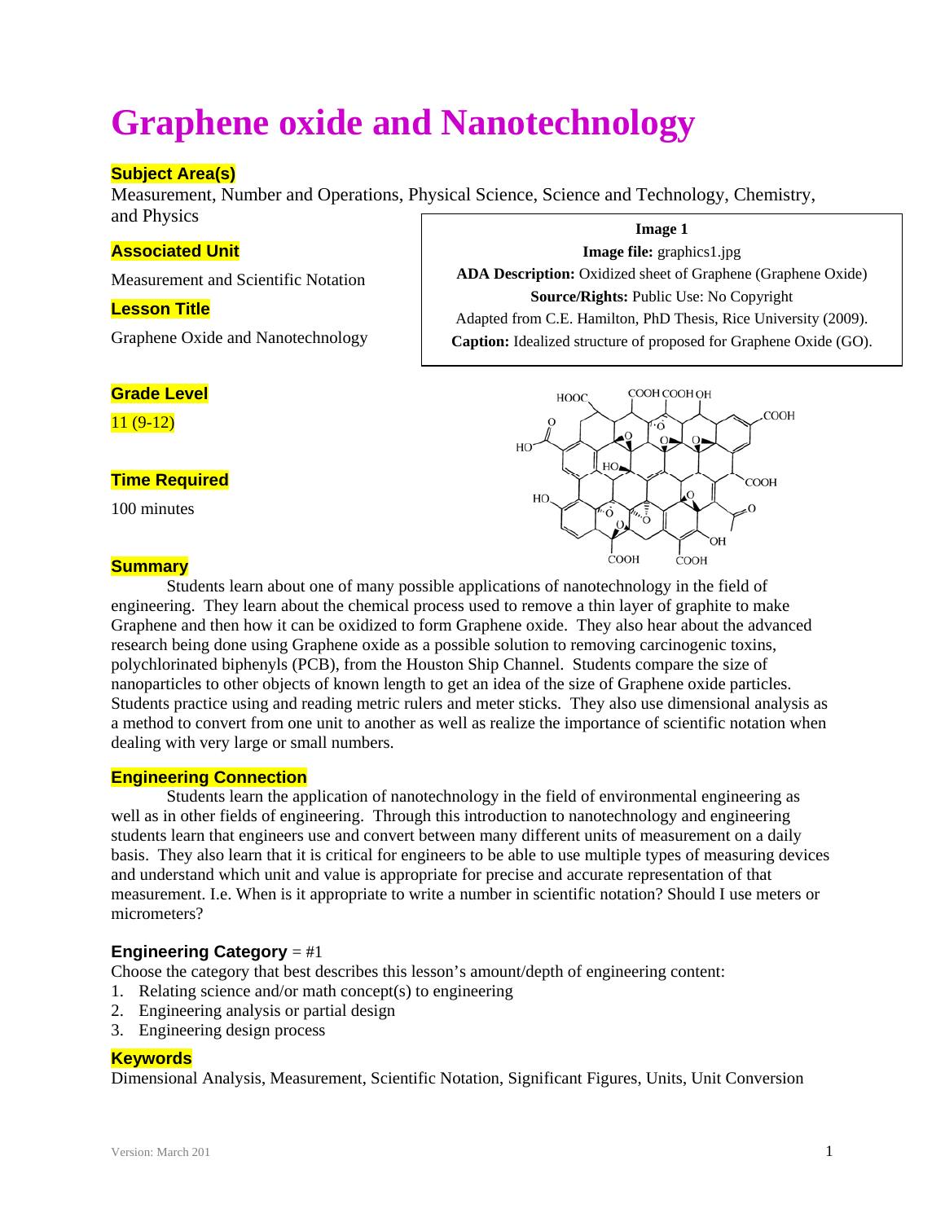# Graphene oxide and Nanotechnology

**Subject Area(s)**

Measurement, Number and Operations, Physical Science, Science and Technology, Chemistry, and Physics

**Associated Unit**

Measurement and Scientific Notation

**Lesson Title**

Graphene Oxide and Nanotechnology

**Image 1**
**Image file:** graphics1.jpg
**ADA Description:** Oxidized sheet of Graphene (Graphene Oxide)
**Source/Rights:** Public Use: No Copyright
Adapted from C.E. Hamilton, PhD Thesis, Rice University (2009).
**Caption:** Idealized structure of proposed for Graphene Oxide (GO).

**Grade Level**

11 (9-12)

**Time Required**

100 minutes

**Summary**

Students learn about one of many possible applications of nanotechnology in the field of engineering. They learn about the chemical process used to remove a thin layer of graphite to make Graphene and then how it can be oxidized to form Graphene oxide. They also hear about the advanced research being done using Graphene oxide as a possible solution to removing carcinogenic toxins, polychlorinated biphenyls (PCB), from the Houston Ship Channel. Students compare the size of nanoparticles to other objects of known length to get an idea of the size of Graphene oxide particles. Students practice using and reading metric rulers and meter sticks. They also use dimensional analysis as a method to convert from one unit to another as well as realize the importance of scientific notation when dealing with very large or small numbers.

**Engineering Connection**

Students learn the application of nanotechnology in the field of environmental engineering as well as in other fields of engineering. Through this introduction to nanotechnology and engineering students learn that engineers use and convert between many different units of measurement on a daily basis. They also learn that it is critical for engineers to be able to use multiple types of measuring devices and understand which unit and value is appropriate for precise and accurate representation of that measurement. I.e. When is it appropriate to write a number in scientific notation? Should I use meters or micrometers?

**Engineering Category** = #1

Choose the category that best describes this lesson's amount/depth of engineering content:

1. Relating science and/or math concept(s) to engineering
2. Engineering analysis or partial design
3. Engineering design process

**Keywords**

Dimensional Analysis, Measurement, Scientific Notation, Significant Figures, Units, Unit Conversion

Version: March 201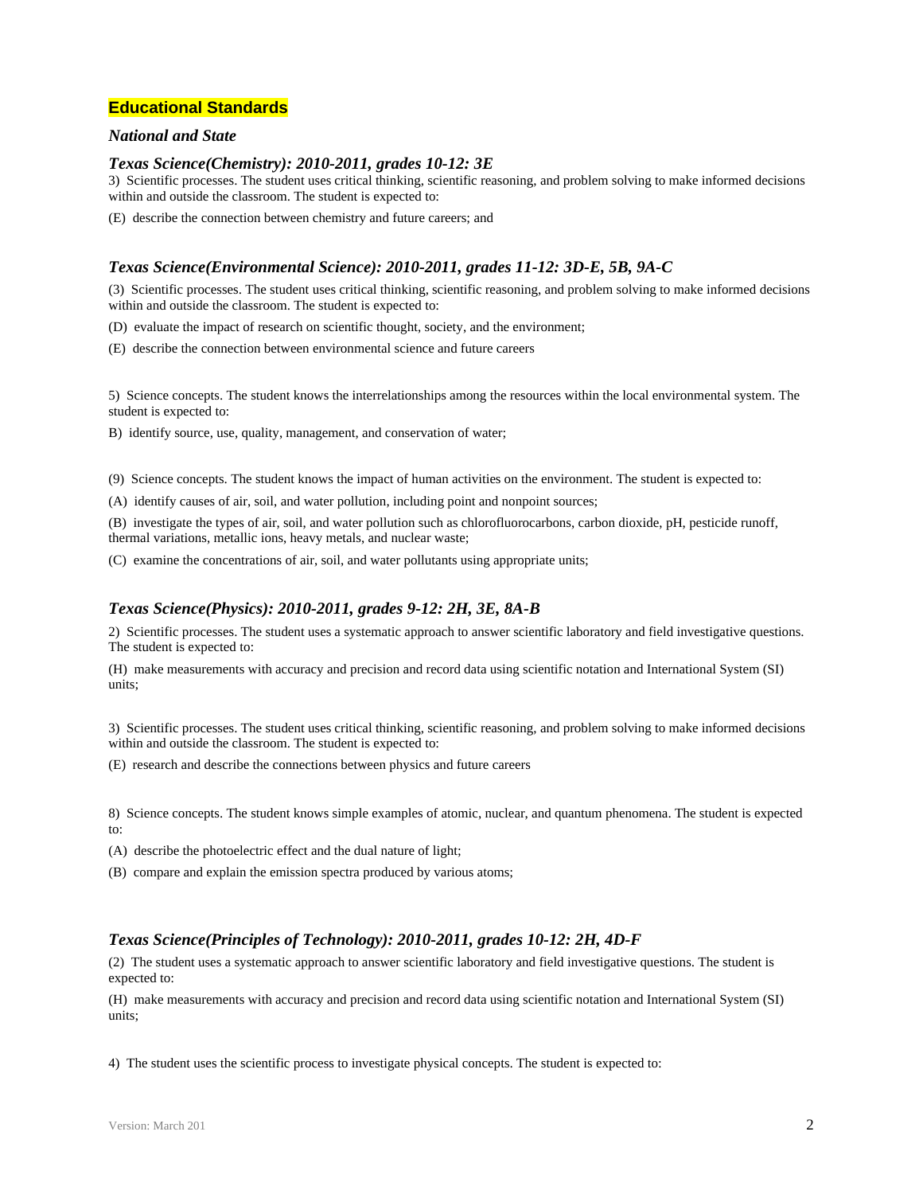## Educational Standards

### *National and State*

#### *Texas Science(Chemistry): 2010-2011, grades 10-12: 3E*

3) Scientific processes. The student uses critical thinking, scientific reasoning, and problem solving to make informed decisions within and outside the classroom. The student is expected to:

(E) describe the connection between chemistry and future careers; and

#### *Texas Science(Environmental Science): 2010-2011, grades 11-12: 3D-E, 5B, 9A-C*

(3) Scientific processes. The student uses critical thinking, scientific reasoning, and problem solving to make informed decisions within and outside the classroom. The student is expected to:

(D) evaluate the impact of research on scientific thought, society, and the environment;

(E) describe the connection between environmental science and future careers

5) Science concepts. The student knows the interrelationships among the resources within the local environmental system. The student is expected to:

B) identify source, use, quality, management, and conservation of water;

(9) Science concepts. The student knows the impact of human activities on the environment. The student is expected to:

(A) identify causes of air, soil, and water pollution, including point and nonpoint sources;

(B) investigate the types of air, soil, and water pollution such as chlorofluorocarbons, carbon dioxide, pH, pesticide runoff, thermal variations, metallic ions, heavy metals, and nuclear waste;

(C) examine the concentrations of air, soil, and water pollutants using appropriate units;

#### *Texas Science(Physics): 2010-2011, grades 9-12: 2H, 3E, 8A-B*

2) Scientific processes. The student uses a systematic approach to answer scientific laboratory and field investigative questions. The student is expected to:

(H) make measurements with accuracy and precision and record data using scientific notation and International System (SI) units;

3) Scientific processes. The student uses critical thinking, scientific reasoning, and problem solving to make informed decisions within and outside the classroom. The student is expected to:

(E) research and describe the connections between physics and future careers

8) Science concepts. The student knows simple examples of atomic, nuclear, and quantum phenomena. The student is expected to:

(A) describe the photoelectric effect and the dual nature of light;

(B) compare and explain the emission spectra produced by various atoms;

#### *Texas Science(Principles of Technology): 2010-2011, grades 10-12: 2H, 4D-F*

(2) The student uses a systematic approach to answer scientific laboratory and field investigative questions. The student is expected to:

(H) make measurements with accuracy and precision and record data using scientific notation and International System (SI) units;

4) The student uses the scientific process to investigate physical concepts. The student is expected to: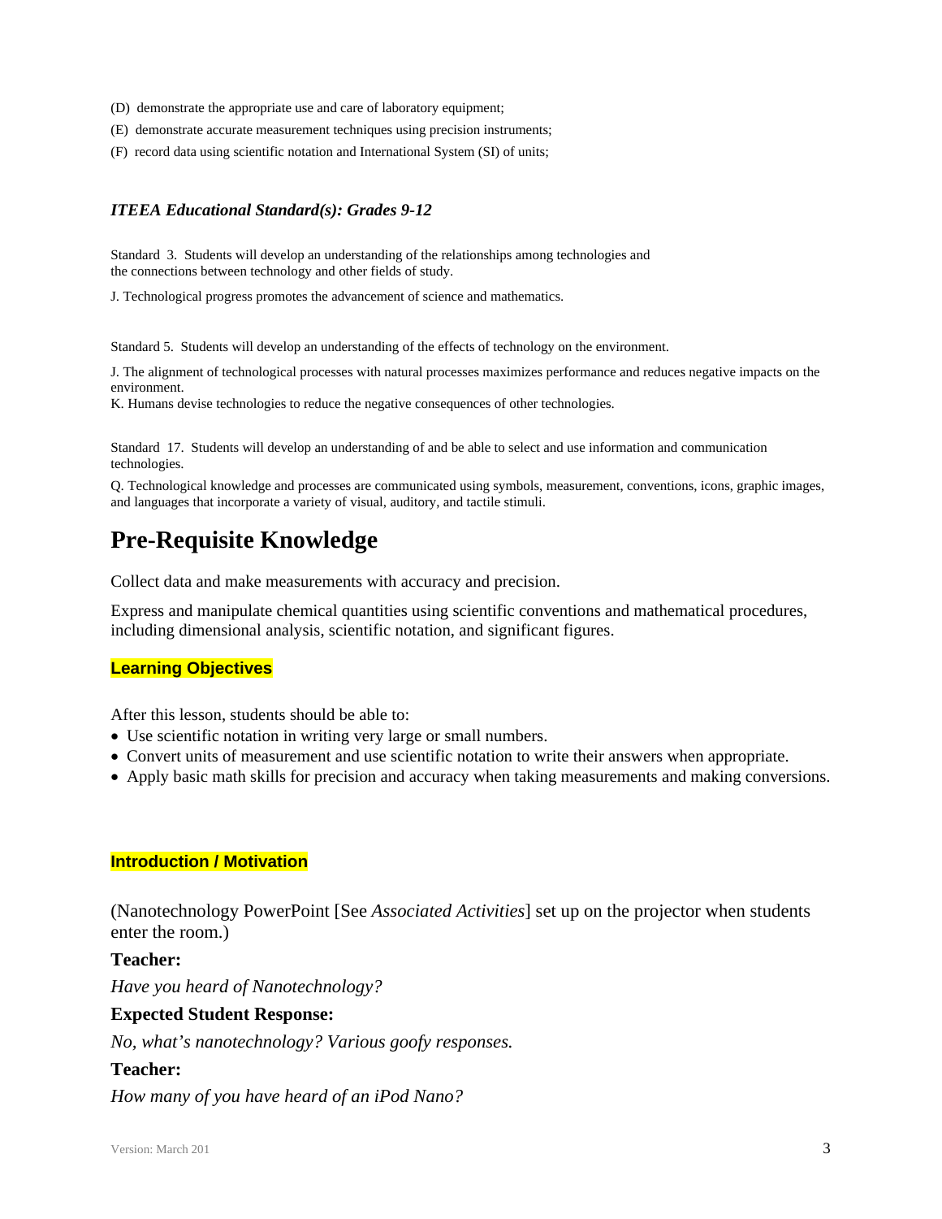(D) demonstrate the appropriate use and care of laboratory equipment;

(E) demonstrate accurate measurement techniques using precision instruments;

(F) record data using scientific notation and International System (SI) of units;

***ITEEA Educational Standard(s): Grades 9-12***

Standard 3. Students will develop an understanding of the relationships among technologies and the connections between technology and other fields of study.

J. Technological progress promotes the advancement of science and mathematics.

Standard 5. Students will develop an understanding of the effects of technology on the environment.

J. The alignment of technological processes with natural processes maximizes performance and reduces negative impacts on the environment.
K. Humans devise technologies to reduce the negative consequences of other technologies.

Standard 17. Students will develop an understanding of and be able to select and use information and communication technologies.

Q. Technological knowledge and processes are communicated using symbols, measurement, conventions, icons, graphic images, and languages that incorporate a variety of visual, auditory, and tactile stimuli.

# Pre-Requisite Knowledge

Collect data and make measurements with accuracy and precision.

Express and manipulate chemical quantities using scientific conventions and mathematical procedures, including dimensional analysis, scientific notation, and significant figures.

**Learning Objectives**

After this lesson, students should be able to:

- Use scientific notation in writing very large or small numbers.
- Convert units of measurement and use scientific notation to write their answers when appropriate.
- Apply basic math skills for precision and accuracy when taking measurements and making conversions.

**Introduction / Motivation**

(Nanotechnology PowerPoint [See *Associated Activities*] set up on the projector when students enter the room.)

**Teacher:**

*Have you heard of Nanotechnology?*

**Expected Student Response:**

*No, what's nanotechnology? Various goofy responses.*

**Teacher:**

*How many of you have heard of an iPod Nano?*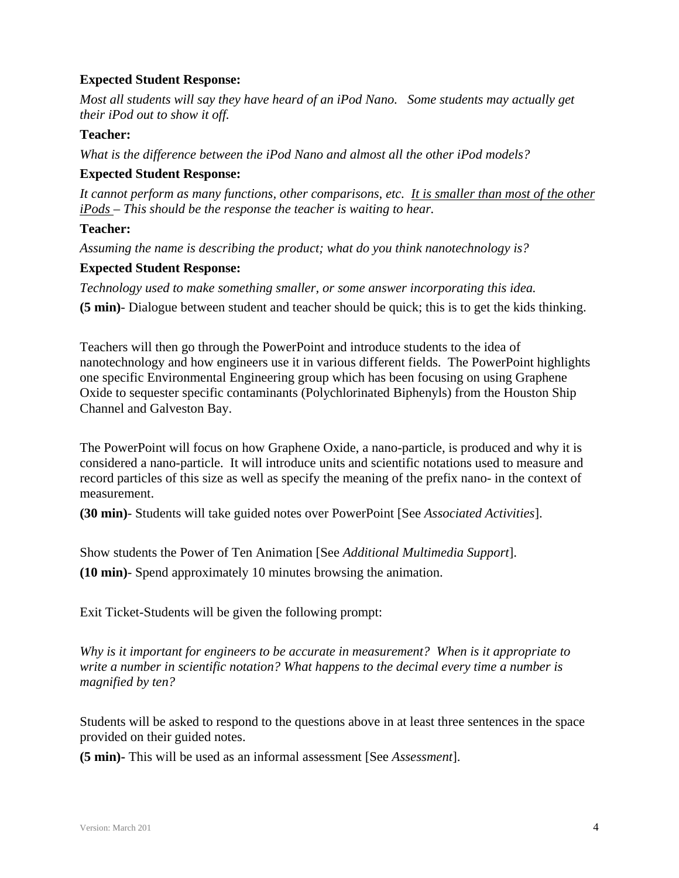**Expected Student Response:**

*Most all students will say they have heard of an iPod Nano. Some students may actually get their iPod out to show it off.*

**Teacher:**

*What is the difference between the iPod Nano and almost all the other iPod models?*

**Expected Student Response:**

*It cannot perform as many functions, other comparisons, etc. <u>It is smaller than most of the other iPods</u> – This should be the response the teacher is waiting to hear.*

**Teacher:**

*Assuming the name is describing the product; what do you think nanotechnology is?*

**Expected Student Response:**

*Technology used to make something smaller, or some answer incorporating this idea.*

**(5 min)**- Dialogue between student and teacher should be quick; this is to get the kids thinking.

Teachers will then go through the PowerPoint and introduce students to the idea of nanotechnology and how engineers use it in various different fields. The PowerPoint highlights one specific Environmental Engineering group which has been focusing on using Graphene Oxide to sequester specific contaminants (Polychlorinated Biphenyls) from the Houston Ship Channel and Galveston Bay.

The PowerPoint will focus on how Graphene Oxide, a nano-particle, is produced and why it is considered a nano-particle. It will introduce units and scientific notations used to measure and record particles of this size as well as specify the meaning of the prefix nano- in the context of measurement.

**(30 min)**- Students will take guided notes over PowerPoint [See *Associated Activities*].

Show students the Power of Ten Animation [See *Additional Multimedia Support*].

**(10 min)**- Spend approximately 10 minutes browsing the animation.

Exit Ticket-Students will be given the following prompt:

*Why is it important for engineers to be accurate in measurement? When is it appropriate to write a number in scientific notation? What happens to the decimal every time a number is magnified by ten?*

Students will be asked to respond to the questions above in at least three sentences in the space provided on their guided notes.

**(5 min)**- This will be used as an informal assessment [See *Assessment*].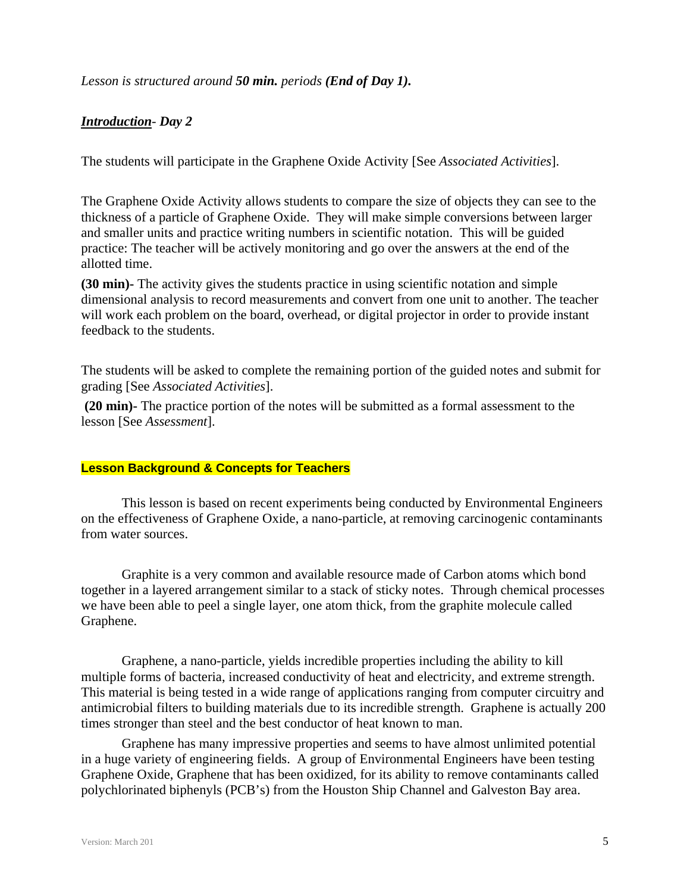*Lesson is structured around **50 min.** periods **(End of Day 1).***

***<u>Introduction</u>- Day 2***

The students will participate in the Graphene Oxide Activity [See *Associated Activities*].

The Graphene Oxide Activity allows students to compare the size of objects they can see to the thickness of a particle of Graphene Oxide. They will make simple conversions between larger and smaller units and practice writing numbers in scientific notation. This will be guided practice: The teacher will be actively monitoring and go over the answers at the end of the allotted time.

**(30 min)-** The activity gives the students practice in using scientific notation and simple dimensional analysis to record measurements and convert from one unit to another. The teacher will work each problem on the board, overhead, or digital projector in order to provide instant feedback to the students.

The students will be asked to complete the remaining portion of the guided notes and submit for grading [See *Associated Activities*].

**(20 min)-** The practice portion of the notes will be submitted as a formal assessment to the lesson [See *Assessment*].

## Lesson Background & Concepts for Teachers

This lesson is based on recent experiments being conducted by Environmental Engineers on the effectiveness of Graphene Oxide, a nano-particle, at removing carcinogenic contaminants from water sources.

Graphite is a very common and available resource made of Carbon atoms which bond together in a layered arrangement similar to a stack of sticky notes. Through chemical processes we have been able to peel a single layer, one atom thick, from the graphite molecule called Graphene.

Graphene, a nano-particle, yields incredible properties including the ability to kill multiple forms of bacteria, increased conductivity of heat and electricity, and extreme strength. This material is being tested in a wide range of applications ranging from computer circuitry and antimicrobial filters to building materials due to its incredible strength. Graphene is actually 200 times stronger than steel and the best conductor of heat known to man.

Graphene has many impressive properties and seems to have almost unlimited potential in a huge variety of engineering fields. A group of Environmental Engineers have been testing Graphene Oxide, Graphene that has been oxidized, for its ability to remove contaminants called polychlorinated biphenyls (PCB's) from the Houston Ship Channel and Galveston Bay area.

Version: March 201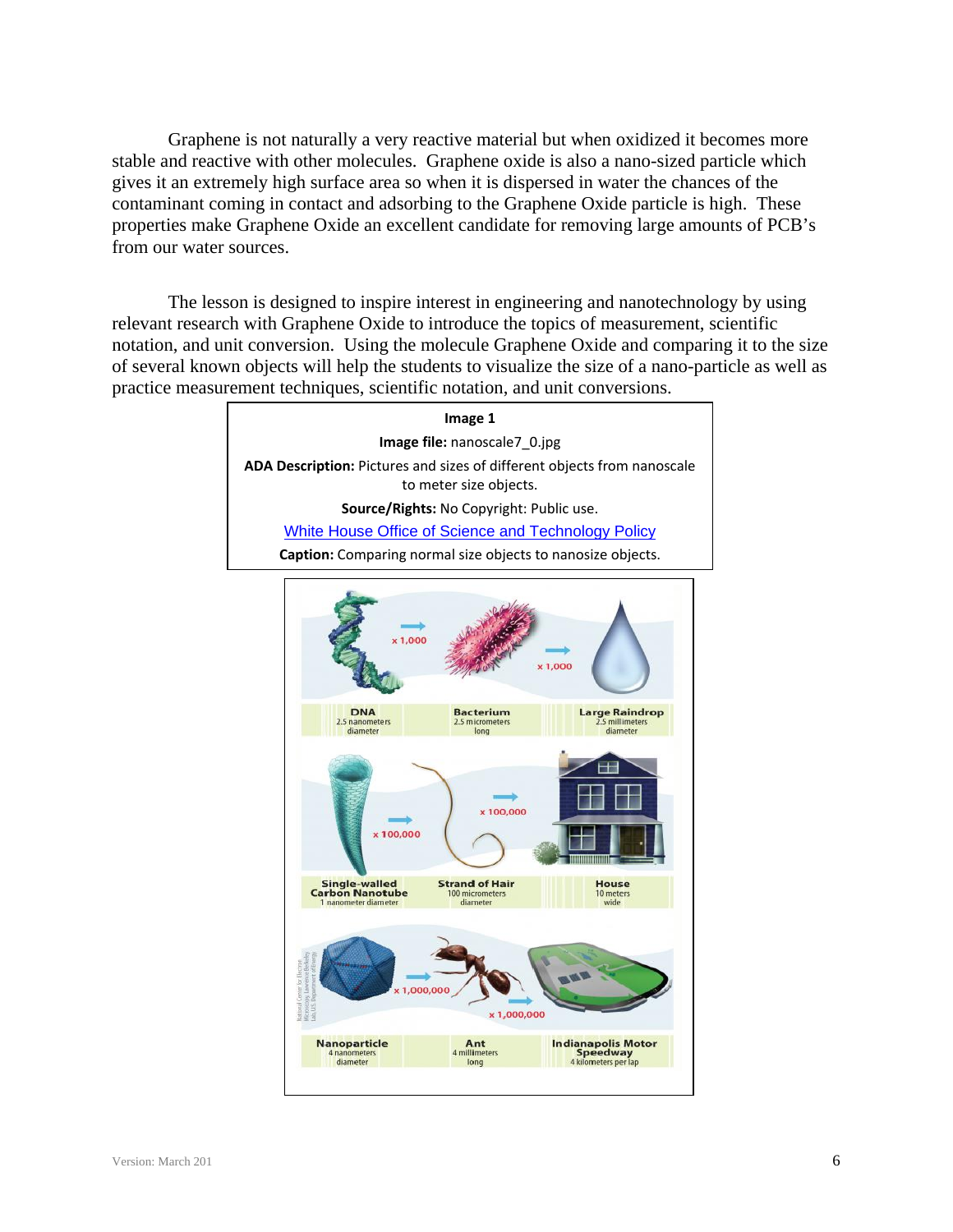Graphene is not naturally a very reactive material but when oxidized it becomes more stable and reactive with other molecules. Graphene oxide is also a nano-sized particle which gives it an extremely high surface area so when it is dispersed in water the chances of the contaminant coming in contact and adsorbing to the Graphene Oxide particle is high. These properties make Graphene Oxide an excellent candidate for removing large amounts of PCB's from our water sources.

The lesson is designed to inspire interest in engineering and nanotechnology by using relevant research with Graphene Oxide to introduce the topics of measurement, scientific notation, and unit conversion. Using the molecule Graphene Oxide and comparing it to the size of several known objects will help the students to visualize the size of a nano-particle as well as practice measurement techniques, scientific notation, and unit conversions.

**Image 1**

**Image file:** nanoscale7_0.jpg

**ADA Description:** Pictures and sizes of different objects from nanoscale to meter size objects.

**Source/Rights:** No Copyright: Public use.

White House Office of Science and Technology Policy

**Caption:** Comparing normal size objects to nanosize objects.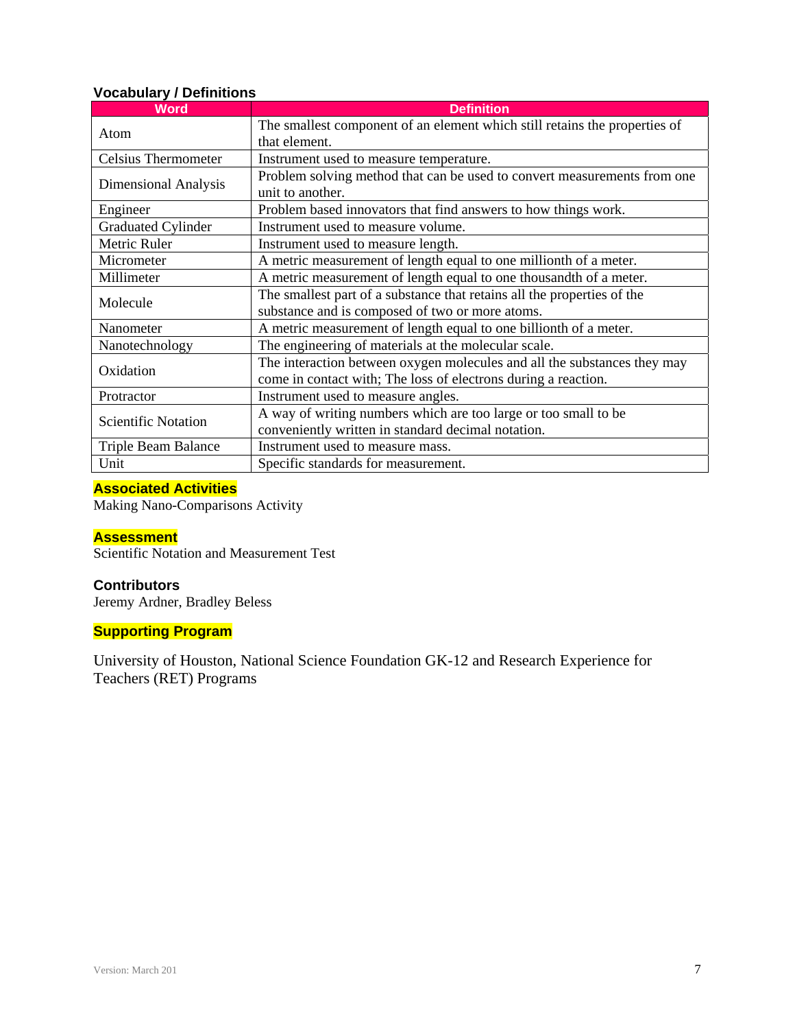### Vocabulary / Definitions

| Word | Definition |
|---|---|
| Atom | The smallest component of an element which still retains the properties of that element. |
| Celsius Thermometer | Instrument used to measure temperature. |
| Dimensional Analysis | Problem solving method that can be used to convert measurements from one unit to another. |
| Engineer | Problem based innovators that find answers to how things work. |
| Graduated Cylinder | Instrument used to measure volume. |
| Metric Ruler | Instrument used to measure length. |
| Micrometer | A metric measurement of length equal to one millionth of a meter. |
| Millimeter | A metric measurement of length equal to one thousandth of a meter. |
| Molecule | The smallest part of a substance that retains all the properties of the substance and is composed of two or more atoms. |
| Nanometer | A metric measurement of length equal to one billionth of a meter. |
| Nanotechnology | The engineering of materials at the molecular scale. |
| Oxidation | The interaction between oxygen molecules and all the substances they may come in contact with; The loss of electrons during a reaction. |
| Protractor | Instrument used to measure angles. |
| Scientific Notation | A way of writing numbers which are too large or too small to be conveniently written in standard decimal notation. |
| Triple Beam Balance | Instrument used to measure mass. |
| Unit | Specific standards for measurement. |

### Associated Activities

Making Nano-Comparisons Activity

### Assessment

Scientific Notation and Measurement Test

### Contributors

Jeremy Ardner, Bradley Beless

### Supporting Program

University of Houston, National Science Foundation GK-12 and Research Experience for Teachers (RET) Programs